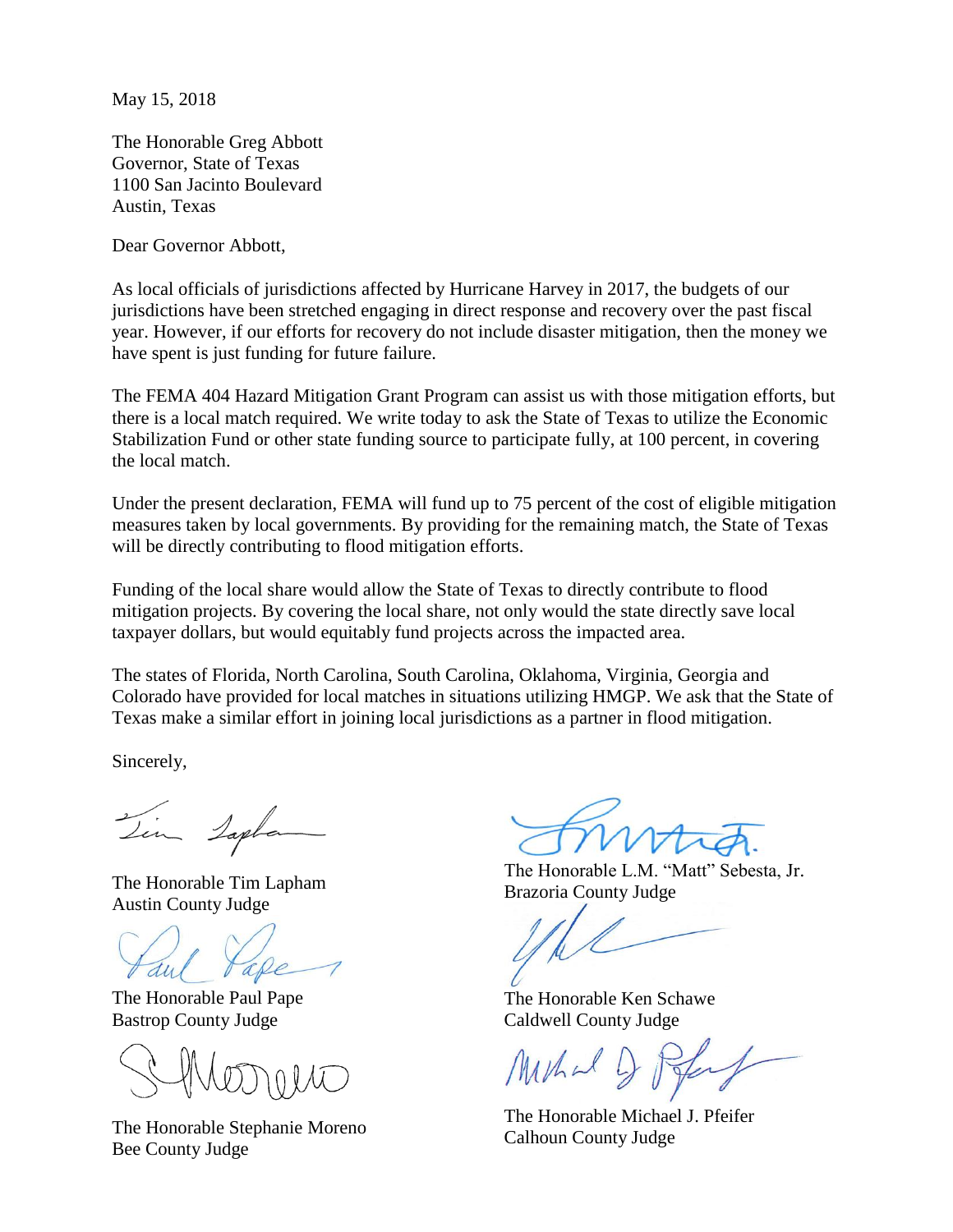May 15, 2018

The Honorable Greg Abbott
Governor, State of Texas
1100 San Jacinto Boulevard
Austin, Texas

Dear Governor Abbott,

As local officials of jurisdictions affected by Hurricane Harvey in 2017, the budgets of our jurisdictions have been stretched engaging in direct response and recovery over the past fiscal year. However, if our efforts for recovery do not include disaster mitigation, then the money we have spent is just funding for future failure.

The FEMA 404 Hazard Mitigation Grant Program can assist us with those mitigation efforts, but there is a local match required. We write today to ask the State of Texas to utilize the Economic Stabilization Fund or other state funding source to participate fully, at 100 percent, in covering the local match.

Under the present declaration, FEMA will fund up to 75 percent of the cost of eligible mitigation measures taken by local governments. By providing for the remaining match, the State of Texas will be directly contributing to flood mitigation efforts.

Funding of the local share would allow the State of Texas to directly contribute to flood mitigation projects. By covering the local share, not only would the state directly save local taxpayer dollars, but would equitably fund projects across the impacted area.

The states of Florida, North Carolina, South Carolina, Oklahoma, Virginia, Georgia and Colorado have provided for local matches in situations utilizing HMGP. We ask that the State of Texas make a similar effort in joining local jurisdictions as a partner in flood mitigation.

Sincerely,

The Honorable Tim Lapham
Austin County Judge

The Honorable L.M. "Matt" Sebesta, Jr.
Brazoria County Judge

The Honorable Paul Pape
Bastrop County Judge

The Honorable Ken Schawe
Caldwell County Judge

The Honorable Stephanie Moreno
Bee County Judge

The Honorable Michael J. Pfeifer
Calhoun County Judge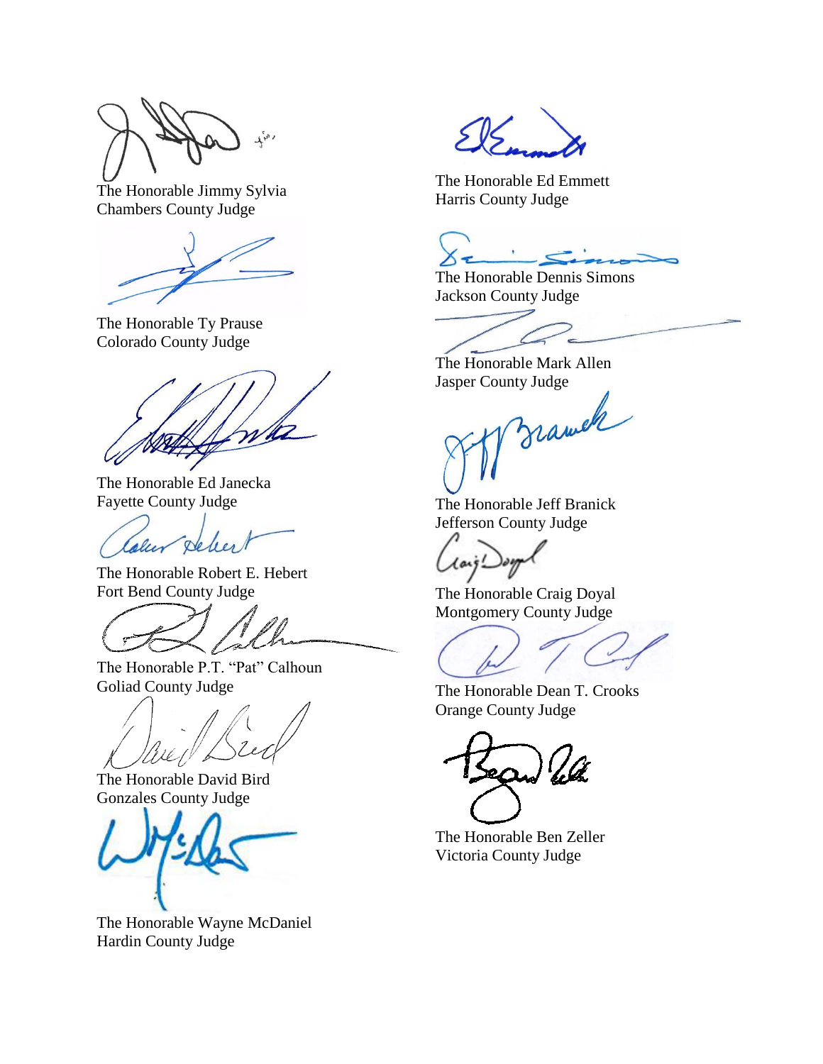The Honorable Jimmy Sylvia
Chambers County Judge

The Honorable Ty Prause
Colorado County Judge

The Honorable Ed Janecka
Fayette County Judge

The Honorable Robert E. Hebert
Fort Bend County Judge

The Honorable P.T. "Pat" Calhoun
Goliad County Judge

The Honorable David Bird
Gonzales County Judge

The Honorable Wayne McDaniel
Hardin County Judge

The Honorable Ed Emmett
Harris County Judge

The Honorable Dennis Simons
Jackson County Judge

The Honorable Mark Allen
Jasper County Judge

The Honorable Jeff Branick
Jefferson County Judge

The Honorable Craig Doyal
Montgomery County Judge

The Honorable Dean T. Crooks
Orange County Judge

The Honorable Ben Zeller
Victoria County Judge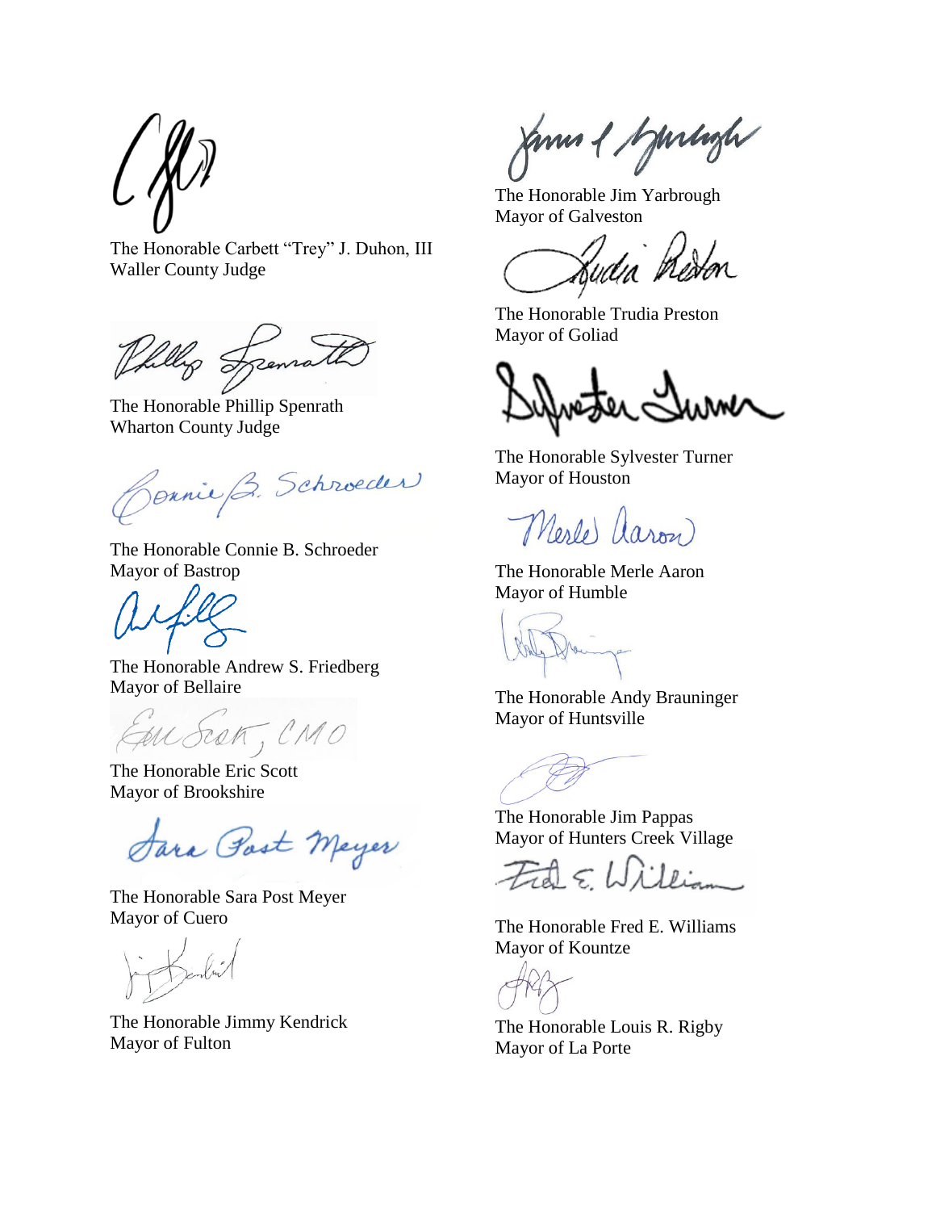The Honorable Carbett “Trey” J. Duhon, III
Waller County Judge

The Honorable Phillip Spenrath
Wharton County Judge

The Honorable Connie B. Schroeder
Mayor of Bastrop

The Honorable Andrew S. Friedberg
Mayor of Bellaire

The Honorable Eric Scott
Mayor of Brookshire

The Honorable Sara Post Meyer
Mayor of Cuero

The Honorable Jimmy Kendrick
Mayor of Fulton

The Honorable Jim Yarbrough
Mayor of Galveston

The Honorable Trudia Preston
Mayor of Goliad

The Honorable Sylvester Turner
Mayor of Houston

The Honorable Merle Aaron
Mayor of Humble

The Honorable Andy Brauninger
Mayor of Huntsville

The Honorable Jim Pappas
Mayor of Hunters Creek Village

The Honorable Fred E. Williams
Mayor of Kountze

The Honorable Louis R. Rigby
Mayor of La Porte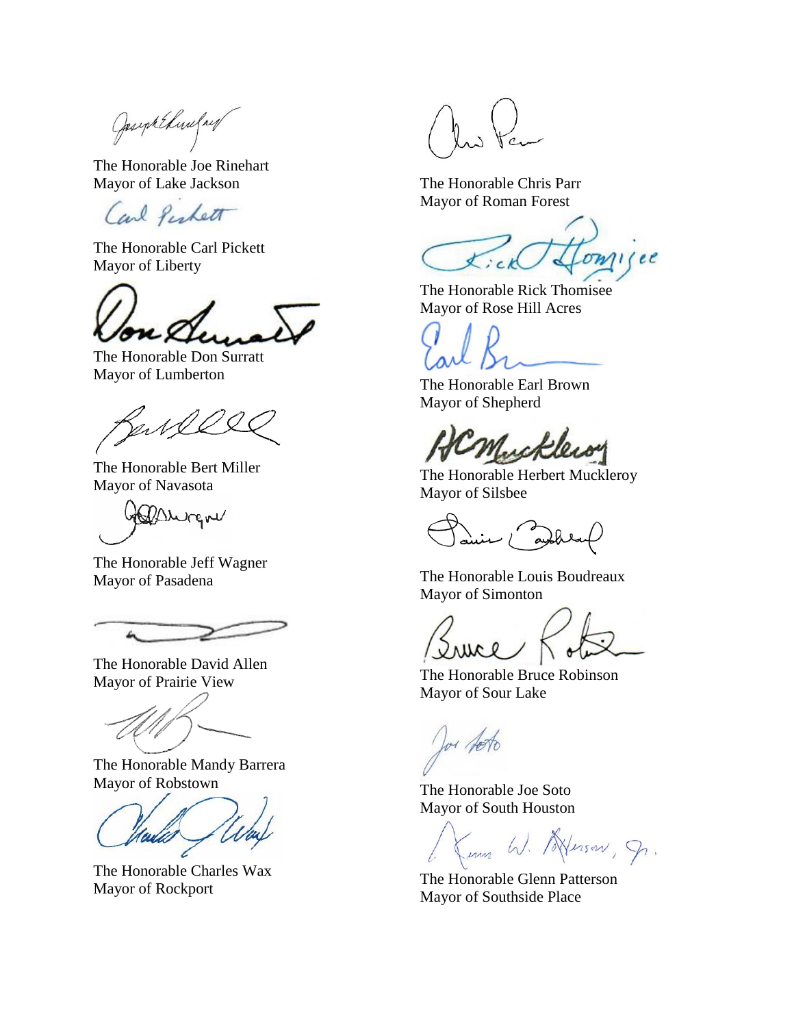The Honorable Joe Rinehart
Mayor of Lake Jackson

The Honorable Carl Pickett
Mayor of Liberty

The Honorable Don Surratt
Mayor of Lumberton

The Honorable Bert Miller
Mayor of Navasota

The Honorable Jeff Wagner
Mayor of Pasadena

The Honorable David Allen
Mayor of Prairie View

The Honorable Mandy Barrera
Mayor of Robstown

The Honorable Charles Wax
Mayor of Rockport

The Honorable Chris Parr
Mayor of Roman Forest

The Honorable Rick Thomisee
Mayor of Rose Hill Acres

The Honorable Earl Brown
Mayor of Shepherd

The Honorable Herbert Muckleroy
Mayor of Silsbee

The Honorable Louis Boudreaux
Mayor of Simonton

The Honorable Bruce Robinson
Mayor of Sour Lake

The Honorable Joe Soto
Mayor of South Houston

The Honorable Glenn Patterson
Mayor of Southside Place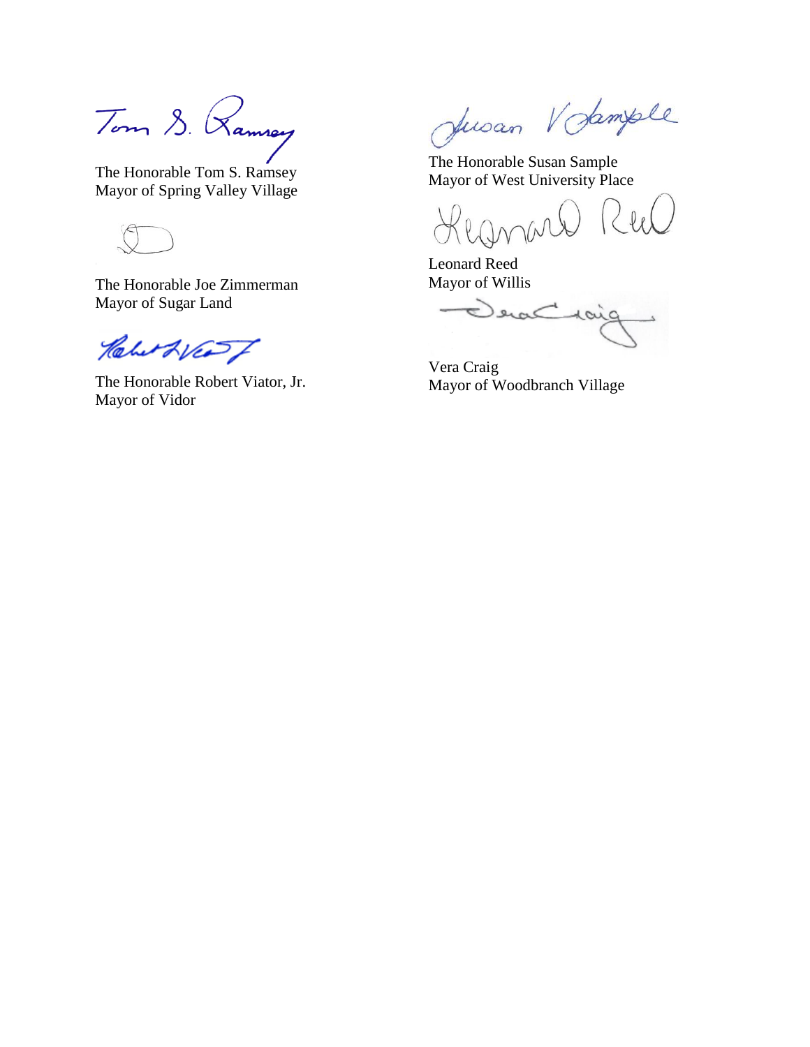The Honorable Tom S. Ramsey
Mayor of Spring Valley Village

The Honorable Joe Zimmerman
Mayor of Sugar Land

The Honorable Robert Viator, Jr.
Mayor of Vidor

The Honorable Susan Sample
Mayor of West University Place

Leonard Reed
Mayor of Willis

Vera Craig
Mayor of Woodbranch Village